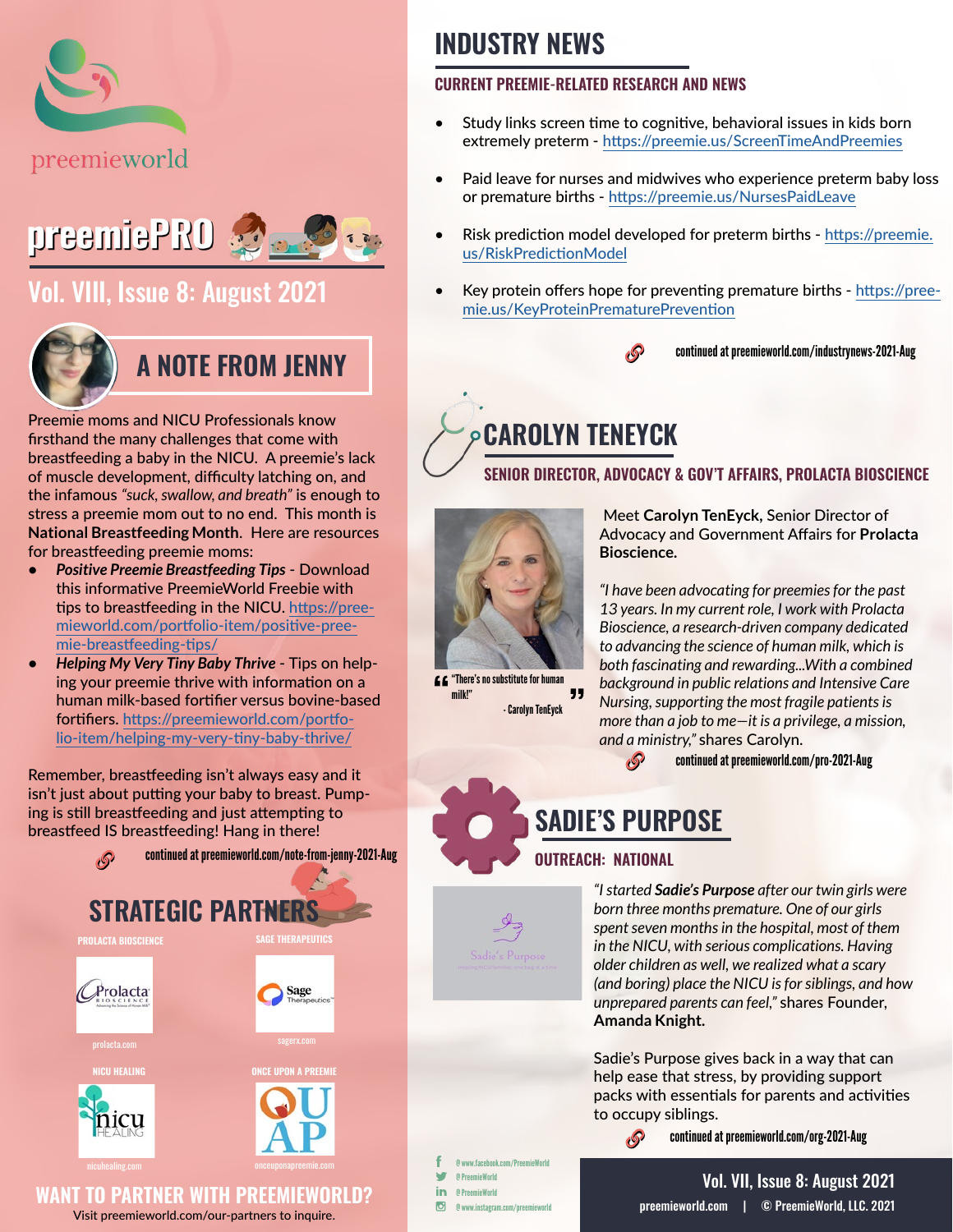preemieworld

# preemiePRO

## Vol. VIII, Issue 8: August 2021

## A NOTE FROM JENNY

Preemie moms and NICU Professionals know firsthand the many challenges that come with breastfeeding a baby in the NICU. A preemie's lack of muscle development, difficulty latching on, and the infamous *"suck, swallow, and breath"* is enough to stress a preemie mom out to no end. This month is **National Breastfeeding Month**. Here are resources for breastfeeding preemie moms:

- ***Positive Preemie Breastfeeding Tips*** - Download this informative PreemieWorld Freebie with tips to breastfeeding in the NICU. https://preemieworld.com/portfolio-item/positive-preemie-breastfeeding-tips/
- ***Helping My Very Tiny Baby Thrive*** - Tips on helping your preemie thrive with information on a human milk-based fortifier versus bovine-based fortifiers. https://preemieworld.com/portfolio-item/helping-my-very-tiny-baby-thrive/

Remember, breastfeeding isn't always easy and it isn't just about putting your baby to breast. Pumping is still breastfeeding and just attempting to breastfeed IS breastfeeding! Hang in there!

continued at preemieworld.com/note-from-jenny-2021-Aug

## STRATEGIC PARTNERS

PROLACTA BIOSCIENCE — prolacta.com

SAGE THERAPEUTICS — sagerx.com

NICU HEALING — nicuhealing.com

ONCE UPON A PREEMIE — onceuponapreemie.com

## WANT TO PARTNER WITH PREEMIEWORLD?

Visit preemieworld.com/our-partners to inquire.

## INDUSTRY NEWS

### CURRENT PREEMIE-RELATED RESEARCH AND NEWS

- Study links screen time to cognitive, behavioral issues in kids born extremely preterm - https://preemie.us/ScreenTimeAndPreemies
- Paid leave for nurses and midwives who experience preterm baby loss or premature births - https://preemie.us/NursesPaidLeave
- Risk prediction model developed for preterm births - https://preemie.us/RiskPredictionModel
- Key protein offers hope for preventing premature births - https://preemie.us/KeyProteinPrematurePrevention

continued at preemieworld.com/industrynews-2021-Aug

## CAROLYN TENEYCK

### SENIOR DIRECTOR, ADVOCACY & GOV'T AFFAIRS, PROLACTA BIOSCIENCE

"There's no substitute for human milk!"
- Carolyn TenEyck

Meet **Carolyn TenEyck,** Senior Director of Advocacy and Government Affairs for **Prolacta Bioscience.**

*"I have been advocating for preemies for the past 13 years. In my current role, I work with Prolacta Bioscience, a research-driven company dedicated to advancing the science of human milk, which is both fascinating and rewarding...With a combined background in public relations and Intensive Care Nursing, supporting the most fragile patients is more than a job to me—it is a privilege, a mission, and a ministry,"* shares Carolyn.

continued at preemieworld.com/pro-2021-Aug

## SADIE'S PURPOSE

### OUTREACH: NATIONAL

*"I started **Sadie's Purpose** after our twin girls were born three months premature. One of our girls spent seven months in the hospital, most of them in the NICU, with serious complications. Having older children as well, we realized what a scary (and boring) place the NICU is for siblings, and how unprepared parents can feel,"* shares Founder, **Amanda Knight.**

Sadie's Purpose gives back in a way that can help ease that stress, by providing support packs with essentials for parents and activities to occupy siblings.

continued at preemieworld.com/org-2021-Aug

@www.facebook.com/PreemieWorld
@PreemieWorld
@PreemieWorld
@www.instagram.com/preemieworld

Vol. VII, Issue 8: August 2021
preemieworld.com | © PreemieWorld, LLC. 2021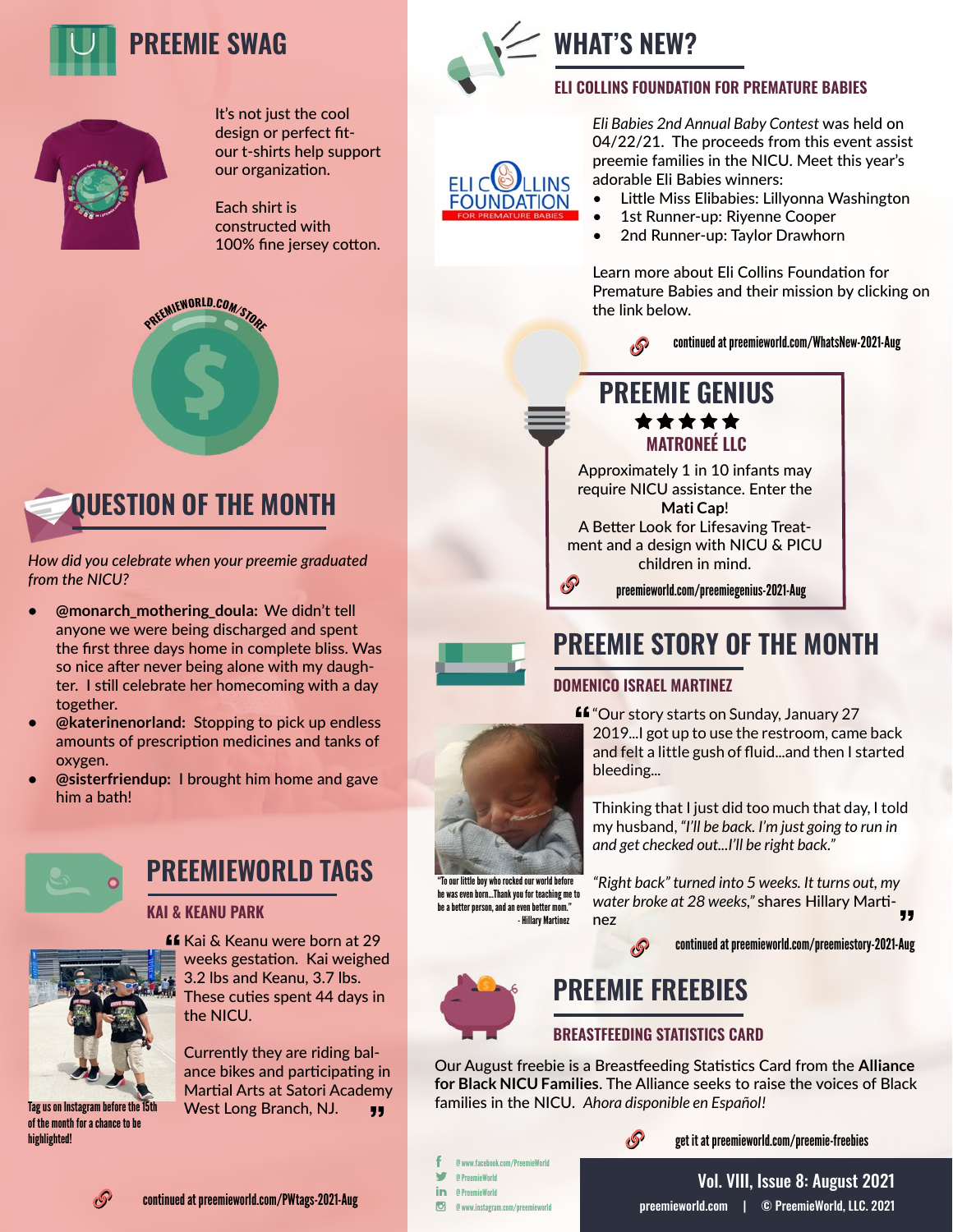## PREEMIE SWAG

It's not just the cool design or perfect fit- our t-shirts help support our organization.

Each shirt is constructed with 100% fine jersey cotton.

PREEMIEWORLD.COM/STORE

## QUESTION OF THE MONTH

*How did you celebrate when your preemie graduated from the NICU?*

- **@monarch_mothering_doula:** We didn't tell anyone we were being discharged and spent the first three days home in complete bliss. Was so nice after never being alone with my daughter. I still celebrate her homecoming with a day together.
- **@katerinenorland:** Stopping to pick up endless amounts of prescription medicines and tanks of oxygen.
- **@sisterfriendup:** I brought him home and gave him a bath!

## PREEMIEWORLD TAGS

### KAI & KEANU PARK

"Kai & Keanu were born at 29 weeks gestation. Kai weighed 3.2 lbs and Keanu, 3.7 lbs. These cuties spent 44 days in the NICU.

Currently they are riding balance bikes and participating in Martial Arts at Satori Academy West Long Branch, NJ."

Tag us on Instagram before the 15th of the month for a chance to be highlighted!

continued at preemieworld.com/PWtags-2021-Aug

## WHAT'S NEW?

### ELI COLLINS FOUNDATION FOR PREMATURE BABIES

ELI COLLINS FOUNDATION FOR PREMATURE BABIES

*Eli Babies 2nd Annual Baby Contest* was held on 04/22/21. The proceeds from this event assist preemie families in the NICU. Meet this year's adorable Eli Babies winners:

- Little Miss Elibabies: Lillyonna Washington
- 1st Runner-up: Riyenne Cooper
- 2nd Runner-up: Taylor Drawhorn

Learn more about Eli Collins Foundation for Premature Babies and their mission by clicking on the link below.

continued at preemieworld.com/WhatsNew-2021-Aug

## PREEMIE GENIUS

★★★★★

### MATRONEÉ LLC

Approximately 1 in 10 infants may require NICU assistance. Enter the **Mati Cap**!
A Better Look for Lifesaving Treatment and a design with NICU & PICU children in mind.

preemieworld.com/preemiegenius-2021-Aug

## PREEMIE STORY OF THE MONTH

### DOMENICO ISRAEL MARTINEZ

"Our story starts on Sunday, January 27 2019...I got up to use the restroom, came back and felt a little gush of fluid...and then I started bleeding...

Thinking that I just did too much that day, I told my husband, *"I'll be back. I'm just going to run in and get checked out...I'll be right back."*

*"Right back" turned into 5 weeks. It turns out, my water broke at 28 weeks,"* shares Hillary Martinez

"To our little boy who rocked our world before he was even born...Thank you for teaching me to be a better person, and an even better mom." - Hillary Martinez

continued at preemieworld.com/preemiestory-2021-Aug

## PREEMIE FREEBIES

### BREASTFEEDING STATISTICS CARD

Our August freebie is a Breastfeeding Statistics Card from the **Alliance for Black NICU Families**. The Alliance seeks to raise the voices of Black families in the NICU. *Ahora disponible en Español!*

get it at preemieworld.com/preemie-freebies

@www.facebook.com/PreemieWorld
@PreemieWorld
@PreemieWorld
@www.instagram.com/preemieworld

preemieworld.com | © PreemieWorld, LLC. 2021